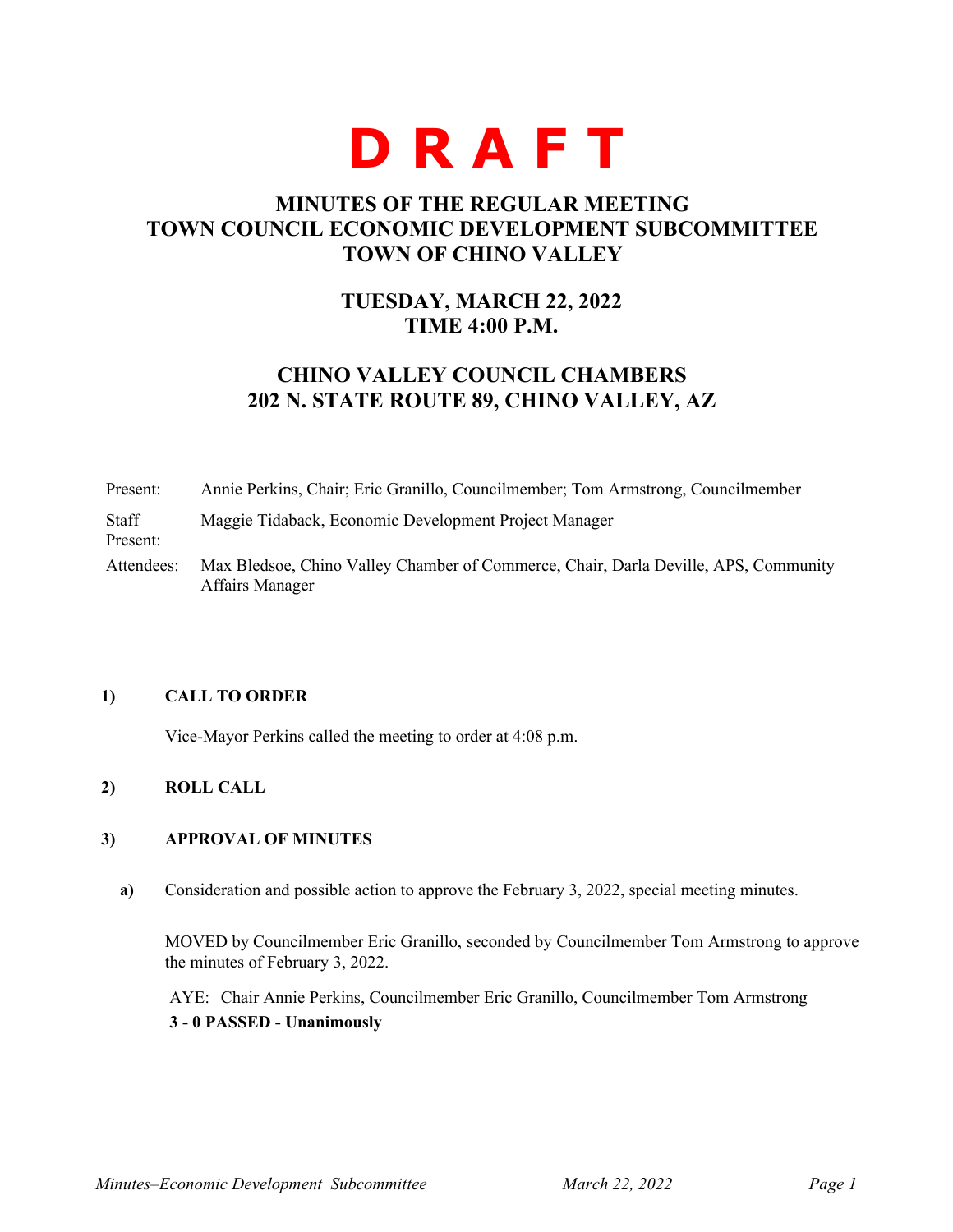# D R A F T

## MINUTES OF THE REGULAR MEETING
## TOWN COUNCIL ECONOMIC DEVELOPMENT SUBCOMMITTEE
## TOWN OF CHINO VALLEY

### TUESDAY, MARCH 22, 2022
### TIME 4:00 P.M.

### CHINO VALLEY COUNCIL CHAMBERS
### 202 N. STATE ROUTE 89, CHINO VALLEY, AZ

| | |
|---|---|
| Present: | Annie Perkins, Chair; Eric Granillo, Councilmember; Tom Armstrong, Councilmember |
| Staff Present: | Maggie Tidaback, Economic Development Project Manager |
| Attendees: | Max Bledsoe, Chino Valley Chamber of Commerce, Chair, Darla Deville, APS, Community Affairs Manager |

**1) CALL TO ORDER**

Vice-Mayor Perkins called the meeting to order at 4:08 p.m.

**2) ROLL CALL**

**3) APPROVAL OF MINUTES**

**a)** Consideration and possible action to approve the February 3, 2022, special meeting minutes.

MOVED by Councilmember Eric Granillo, seconded by Councilmember Tom Armstrong to approve the minutes of February 3, 2022.

AYE: Chair Annie Perkins, Councilmember Eric Granillo, Councilmember Tom Armstrong

**3 - 0 PASSED - Unanimously**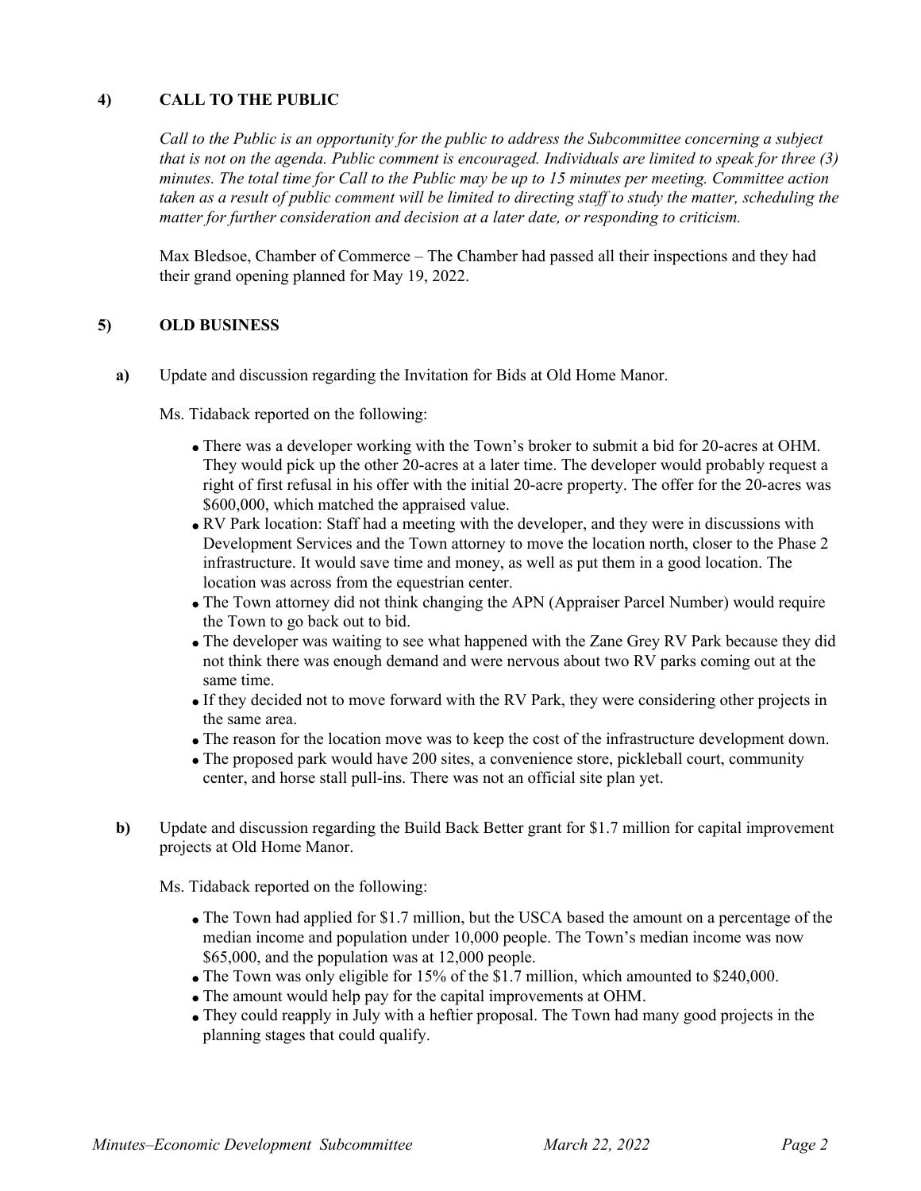## 4) CALL TO THE PUBLIC

*Call to the Public is an opportunity for the public to address the Subcommittee concerning a subject that is not on the agenda. Public comment is encouraged. Individuals are limited to speak for three (3) minutes. The total time for Call to the Public may be up to 15 minutes per meeting. Committee action taken as a result of public comment will be limited to directing staff to study the matter, scheduling the matter for further consideration and decision at a later date, or responding to criticism.*

Max Bledsoe, Chamber of Commerce – The Chamber had passed all their inspections and they had their grand opening planned for May 19, 2022.

## 5) OLD BUSINESS

**a)** Update and discussion regarding the Invitation for Bids at Old Home Manor.

Ms. Tidaback reported on the following:

- There was a developer working with the Town's broker to submit a bid for 20-acres at OHM. They would pick up the other 20-acres at a later time. The developer would probably request a right of first refusal in his offer with the initial 20-acre property. The offer for the 20-acres was \$600,000, which matched the appraised value.
- RV Park location: Staff had a meeting with the developer, and they were in discussions with Development Services and the Town attorney to move the location north, closer to the Phase 2 infrastructure. It would save time and money, as well as put them in a good location. The location was across from the equestrian center.
- The Town attorney did not think changing the APN (Appraiser Parcel Number) would require the Town to go back out to bid.
- The developer was waiting to see what happened with the Zane Grey RV Park because they did not think there was enough demand and were nervous about two RV parks coming out at the same time.
- If they decided not to move forward with the RV Park, they were considering other projects in the same area.
- The reason for the location move was to keep the cost of the infrastructure development down.
- The proposed park would have 200 sites, a convenience store, pickleball court, community center, and horse stall pull-ins. There was not an official site plan yet.

**b)** Update and discussion regarding the Build Back Better grant for \$1.7 million for capital improvement projects at Old Home Manor.

Ms. Tidaback reported on the following:

- The Town had applied for \$1.7 million, but the USCA based the amount on a percentage of the median income and population under 10,000 people. The Town's median income was now \$65,000, and the population was at 12,000 people.
- The Town was only eligible for 15% of the \$1.7 million, which amounted to \$240,000.
- The amount would help pay for the capital improvements at OHM.
- They could reapply in July with a heftier proposal. The Town had many good projects in the planning stages that could qualify.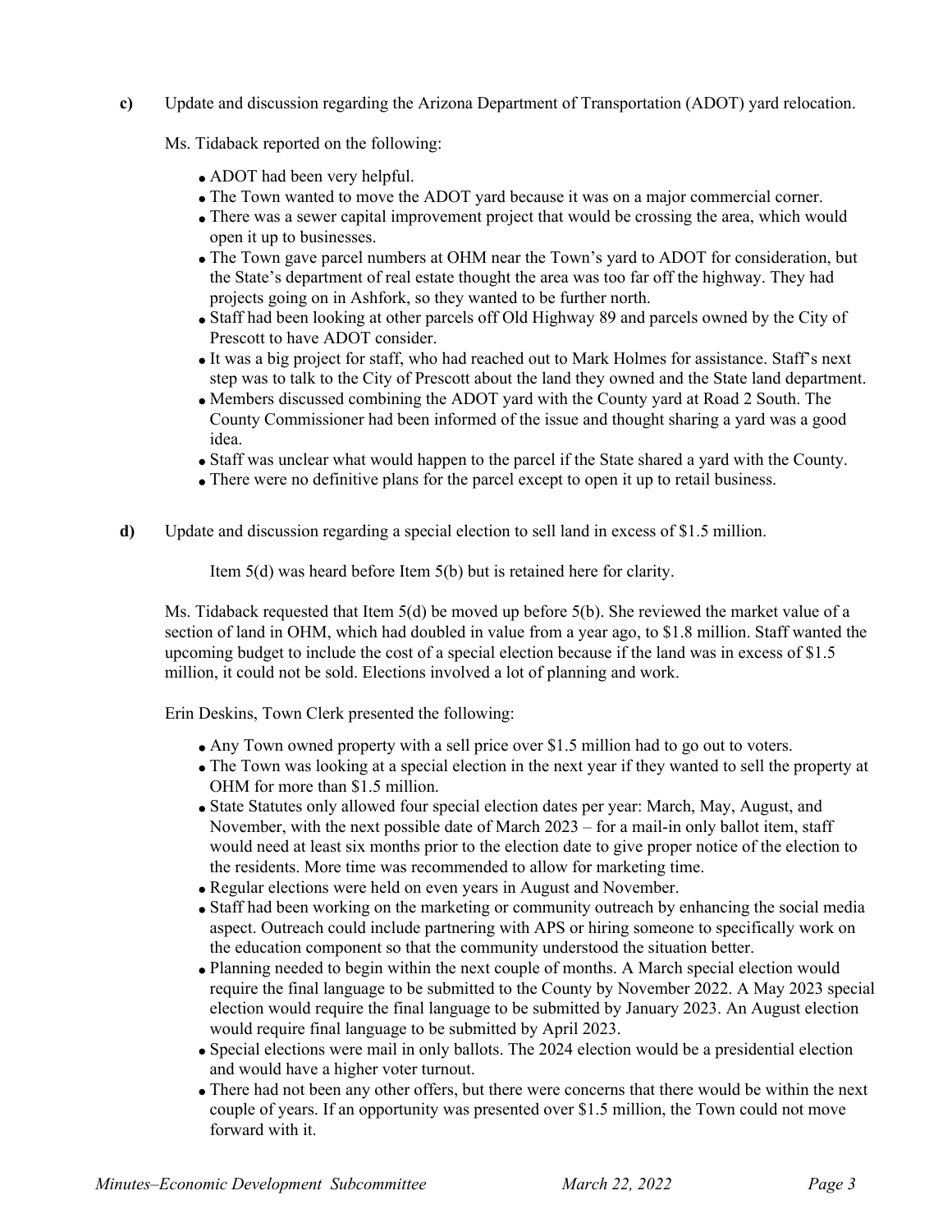**c)** Update and discussion regarding the Arizona Department of Transportation (ADOT) yard relocation.

Ms. Tidaback reported on the following:

- ADOT had been very helpful.
- The Town wanted to move the ADOT yard because it was on a major commercial corner.
- There was a sewer capital improvement project that would be crossing the area, which would open it up to businesses.
- The Town gave parcel numbers at OHM near the Town's yard to ADOT for consideration, but the State's department of real estate thought the area was too far off the highway. They had projects going on in Ashfork, so they wanted to be further north.
- Staff had been looking at other parcels off Old Highway 89 and parcels owned by the City of Prescott to have ADOT consider.
- It was a big project for staff, who had reached out to Mark Holmes for assistance. Staff's next step was to talk to the City of Prescott about the land they owned and the State land department.
- Members discussed combining the ADOT yard with the County yard at Road 2 South. The County Commissioner had been informed of the issue and thought sharing a yard was a good idea.
- Staff was unclear what would happen to the parcel if the State shared a yard with the County.
- There were no definitive plans for the parcel except to open it up to retail business.

**d)** Update and discussion regarding a special election to sell land in excess of $1.5 million.

Item 5(d) was heard before Item 5(b) but is retained here for clarity.

Ms. Tidaback requested that Item 5(d) be moved up before 5(b). She reviewed the market value of a section of land in OHM, which had doubled in value from a year ago, to $1.8 million. Staff wanted the upcoming budget to include the cost of a special election because if the land was in excess of $1.5 million, it could not be sold. Elections involved a lot of planning and work.

Erin Deskins, Town Clerk presented the following:

- Any Town owned property with a sell price over $1.5 million had to go out to voters.
- The Town was looking at a special election in the next year if they wanted to sell the property at OHM for more than $1.5 million.
- State Statutes only allowed four special election dates per year: March, May, August, and November, with the next possible date of March 2023 – for a mail-in only ballot item, staff would need at least six months prior to the election date to give proper notice of the election to the residents. More time was recommended to allow for marketing time.
- Regular elections were held on even years in August and November.
- Staff had been working on the marketing or community outreach by enhancing the social media aspect. Outreach could include partnering with APS or hiring someone to specifically work on the education component so that the community understood the situation better.
- Planning needed to begin within the next couple of months. A March special election would require the final language to be submitted to the County by November 2022. A May 2023 special election would require the final language to be submitted by January 2023. An August election would require final language to be submitted by April 2023.
- Special elections were mail in only ballots. The 2024 election would be a presidential election and would have a higher voter turnout.
- There had not been any other offers, but there were concerns that there would be within the next couple of years. If an opportunity was presented over $1.5 million, the Town could not move forward with it.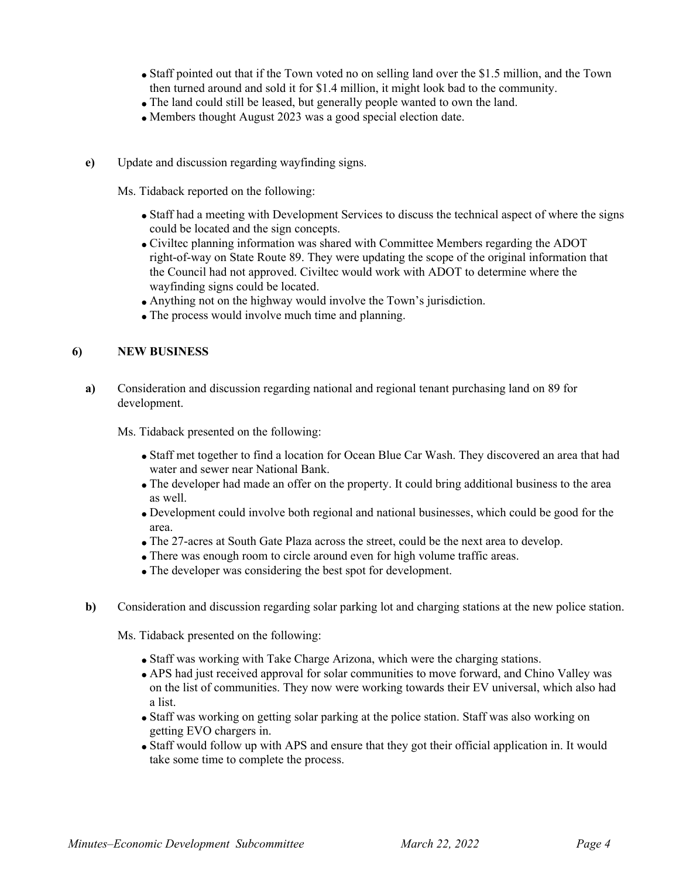- Staff pointed out that if the Town voted no on selling land over the $1.5 million, and the Town then turned around and sold it for $1.4 million, it might look bad to the community.
- The land could still be leased, but generally people wanted to own the land.
- Members thought August 2023 was a good special election date.

**e)** Update and discussion regarding wayfinding signs.

Ms. Tidaback reported on the following:

- Staff had a meeting with Development Services to discuss the technical aspect of where the signs could be located and the sign concepts.
- Civiltec planning information was shared with Committee Members regarding the ADOT right-of-way on State Route 89. They were updating the scope of the original information that the Council had not approved. Civiltec would work with ADOT to determine where the wayfinding signs could be located.
- Anything not on the highway would involve the Town's jurisdiction.
- The process would involve much time and planning.

## 6) NEW BUSINESS

**a)** Consideration and discussion regarding national and regional tenant purchasing land on 89 for development.

Ms. Tidaback presented on the following:

- Staff met together to find a location for Ocean Blue Car Wash. They discovered an area that had water and sewer near National Bank.
- The developer had made an offer on the property. It could bring additional business to the area as well.
- Development could involve both regional and national businesses, which could be good for the area.
- The 27-acres at South Gate Plaza across the street, could be the next area to develop.
- There was enough room to circle around even for high volume traffic areas.
- The developer was considering the best spot for development.

**b)** Consideration and discussion regarding solar parking lot and charging stations at the new police station.

Ms. Tidaback presented on the following:

- Staff was working with Take Charge Arizona, which were the charging stations.
- APS had just received approval for solar communities to move forward, and Chino Valley was on the list of communities. They now were working towards their EV universal, which also had a list.
- Staff was working on getting solar parking at the police station. Staff was also working on getting EVO chargers in.
- Staff would follow up with APS and ensure that they got their official application in. It would take some time to complete the process.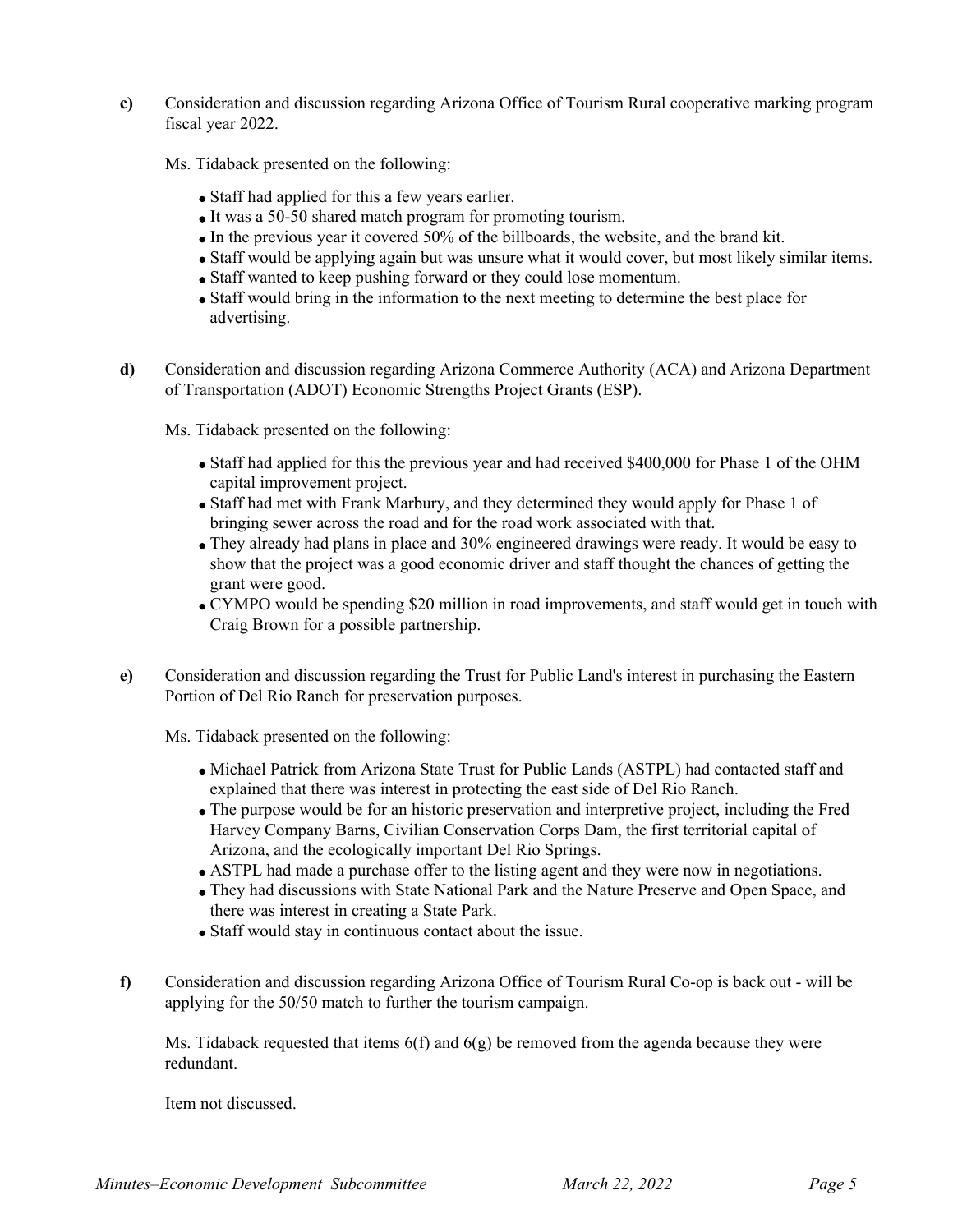**c)** Consideration and discussion regarding Arizona Office of Tourism Rural cooperative marking program fiscal year 2022.

Ms. Tidaback presented on the following:

- Staff had applied for this a few years earlier.
- It was a 50-50 shared match program for promoting tourism.
- In the previous year it covered 50% of the billboards, the website, and the brand kit.
- Staff would be applying again but was unsure what it would cover, but most likely similar items.
- Staff wanted to keep pushing forward or they could lose momentum.
- Staff would bring in the information to the next meeting to determine the best place for advertising.

**d)** Consideration and discussion regarding Arizona Commerce Authority (ACA) and Arizona Department of Transportation (ADOT) Economic Strengths Project Grants (ESP).

Ms. Tidaback presented on the following:

- Staff had applied for this the previous year and had received $400,000 for Phase 1 of the OHM capital improvement project.
- Staff had met with Frank Marbury, and they determined they would apply for Phase 1 of bringing sewer across the road and for the road work associated with that.
- They already had plans in place and 30% engineered drawings were ready. It would be easy to show that the project was a good economic driver and staff thought the chances of getting the grant were good.
- CYMPO would be spending $20 million in road improvements, and staff would get in touch with Craig Brown for a possible partnership.

**e)** Consideration and discussion regarding the Trust for Public Land's interest in purchasing the Eastern Portion of Del Rio Ranch for preservation purposes.

Ms. Tidaback presented on the following:

- Michael Patrick from Arizona State Trust for Public Lands (ASTPL) had contacted staff and explained that there was interest in protecting the east side of Del Rio Ranch.
- The purpose would be for an historic preservation and interpretive project, including the Fred Harvey Company Barns, Civilian Conservation Corps Dam, the first territorial capital of Arizona, and the ecologically important Del Rio Springs.
- ASTPL had made a purchase offer to the listing agent and they were now in negotiations.
- They had discussions with State National Park and the Nature Preserve and Open Space, and there was interest in creating a State Park.
- Staff would stay in continuous contact about the issue.

**f)** Consideration and discussion regarding Arizona Office of Tourism Rural Co-op is back out - will be applying for the 50/50 match to further the tourism campaign.

Ms. Tidaback requested that items 6(f) and 6(g) be removed from the agenda because they were redundant.

Item not discussed.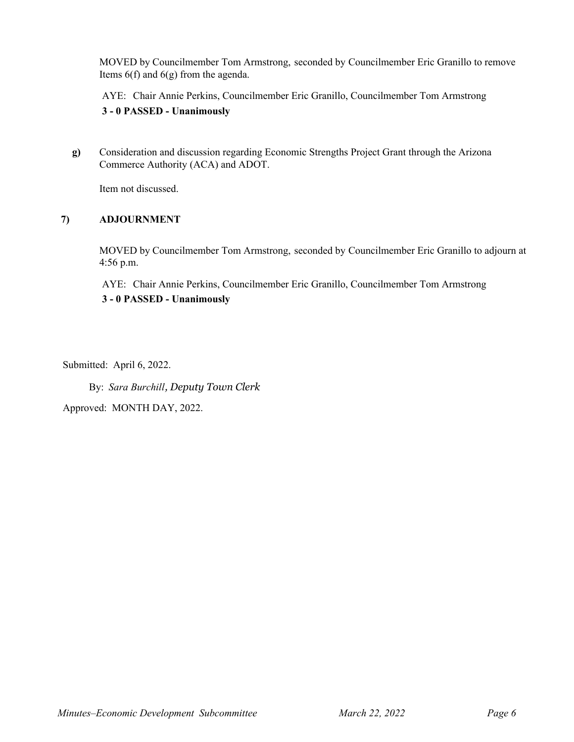MOVED by Councilmember Tom Armstrong, seconded by Councilmember Eric Granillo to remove Items 6(f) and 6(g) from the agenda.

AYE: Chair Annie Perkins, Councilmember Eric Granillo, Councilmember Tom Armstrong

**3 - 0 PASSED - Unanimously**

**g)** Consideration and discussion regarding Economic Strengths Project Grant through the Arizona Commerce Authority (ACA) and ADOT.

Item not discussed.

**7) ADJOURNMENT**

MOVED by Councilmember Tom Armstrong, seconded by Councilmember Eric Granillo to adjourn at 4:56 p.m.

AYE: Chair Annie Perkins, Councilmember Eric Granillo, Councilmember Tom Armstrong

**3 - 0 PASSED - Unanimously**

Submitted: April 6, 2022.

By: *Sara Burchill, Deputy Town Clerk*

Approved: MONTH DAY, 2022.